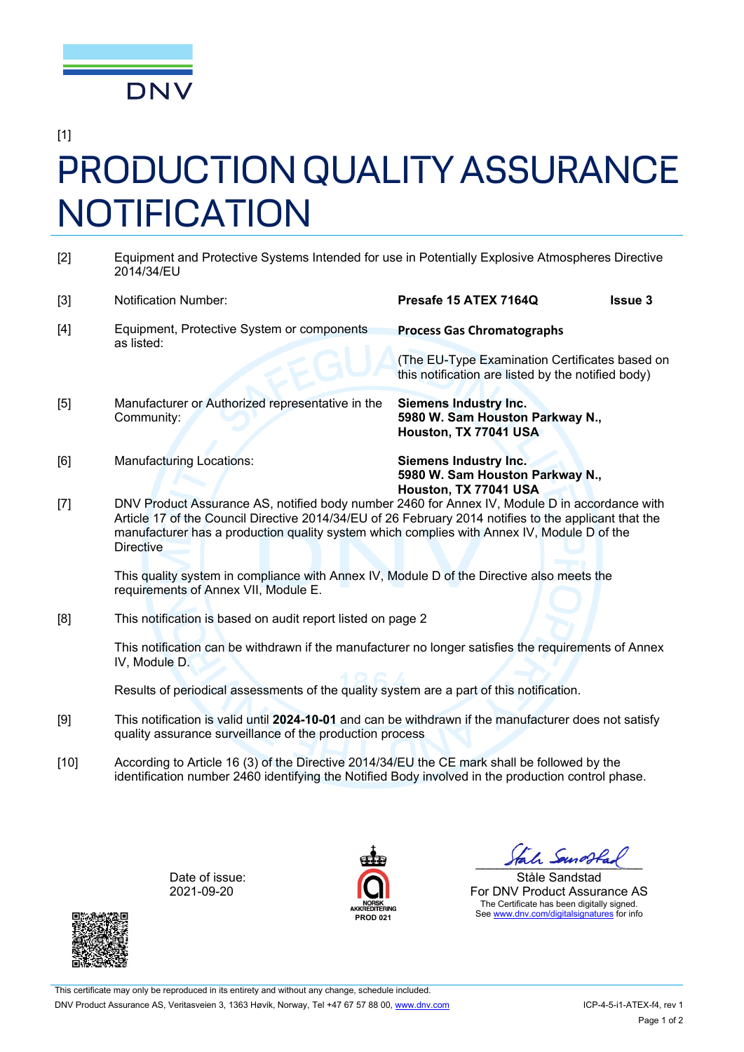DNV

[1]

# PRODUCTION QUALITY ASSURANCE NOTIFICATION

[2] Equipment and Protective Systems Intended for use in Potentially Explosive Atmospheres Directive 2014/34/EU

[3] Notification Number: **Presafe 15 ATEX 7164Q** **Issue 3**

[4] Equipment, Protective System or components as listed: **Process Gas Chromatographs**

(The EU-Type Examination Certificates based on this notification are listed by the notified body)

[5] Manufacturer or Authorized representative in the Community: **Siemens Industry Inc.**
**5980 W. Sam Houston Parkway N.,**
**Houston, TX 77041 USA**

[6] Manufacturing Locations: **Siemens Industry Inc.**
**5980 W. Sam Houston Parkway N.,**
**Houston, TX 77041 USA**

[7] DNV Product Assurance AS, notified body number 2460 for Annex IV, Module D in accordance with Article 17 of the Council Directive 2014/34/EU of 26 February 2014 notifies to the applicant that the manufacturer has a production quality system which complies with Annex IV, Module D of the Directive

This quality system in compliance with Annex IV, Module D of the Directive also meets the requirements of Annex VII, Module E.

[8] This notification is based on audit report listed on page 2

This notification can be withdrawn if the manufacturer no longer satisfies the requirements of Annex IV, Module D.

Results of periodical assessments of the quality system are a part of this notification.

[9] This notification is valid until **2024-10-01** and can be withdrawn if the manufacturer does not satisfy quality assurance surveillance of the production process

[10] According to Article 16 (3) of the Directive 2014/34/EU the CE mark shall be followed by the identification number 2460 identifying the Notified Body involved in the production control phase.

Date of issue:
2021-09-20

NORSK AKKREDITERING
PROD 021

Ståle Sandstad
For DNV Product Assurance AS
The Certificate has been digitally signed.
See www.dnv.com/digitalsignatures for info

This certificate may only be reproduced in its entirety and without any change, schedule included.

DNV Product Assurance AS, Veritasveien 3, 1363 Høvik, Norway, Tel +47 67 57 88 00, www.dnv.com

ICP-4-5-i1-ATEX-f4, rev 1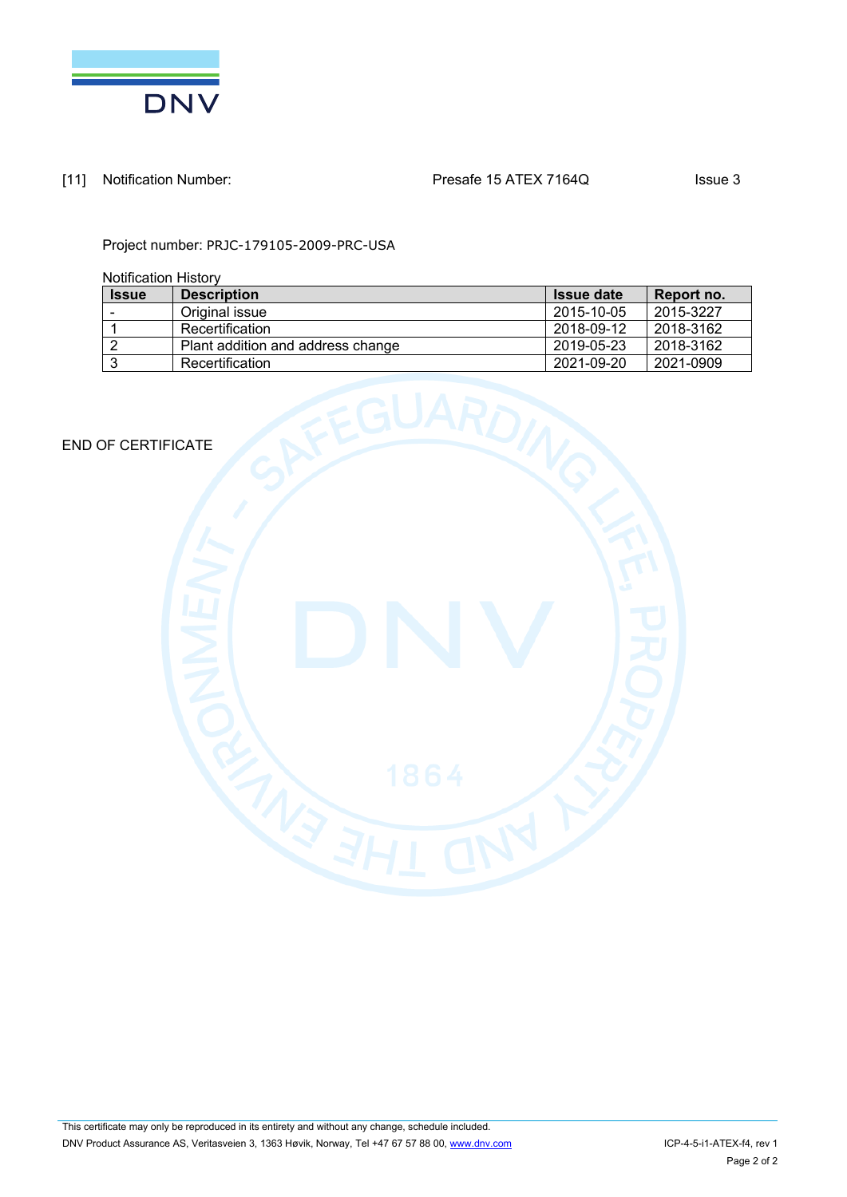[11] Notification Number: Presafe 15 ATEX 7164Q Issue 3

Project number: PRJC-179105-2009-PRC-USA

Notification History

| Issue | Description | Issue date | Report no. |
|---|---|---|---|
| - | Original issue | 2015-10-05 | 2015-3227 |
| 1 | Recertification | 2018-09-12 | 2018-3162 |
| 2 | Plant addition and address change | 2019-05-23 | 2018-3162 |
| 3 | Recertification | 2021-09-20 | 2021-0909 |

END OF CERTIFICATE

This certificate may only be reproduced in its entirety and without any change, schedule included.

DNV Product Assurance AS, Veritasveien 3, 1363 Høvik, Norway, Tel +47 67 57 88 00, www.dnv.com ICP-4-5-i1-ATEX-f4, rev 1